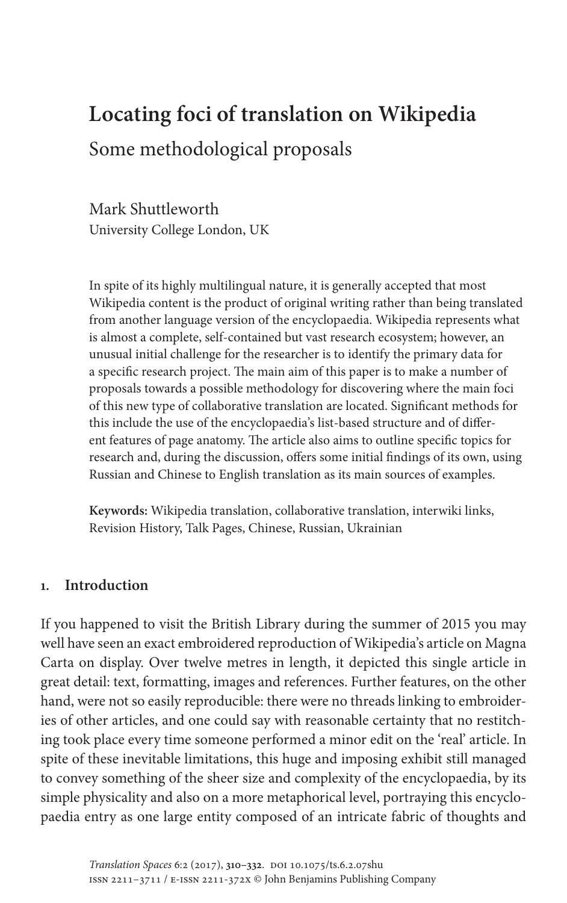# Locating foci of translation on Wikipedia

## Some methodological proposals

Mark Shuttleworth
University College London, UK

In spite of its highly multilingual nature, it is generally accepted that most Wikipedia content is the product of original writing rather than being translated from another language version of the encyclopaedia. Wikipedia represents what is almost a complete, self-contained but vast research ecosystem; however, an unusual initial challenge for the researcher is to identify the primary data for a specific research project. The main aim of this paper is to make a number of proposals towards a possible methodology for discovering where the main foci of this new type of collaborative translation are located. Significant methods for this include the use of the encyclopaedia's list-based structure and of different features of page anatomy. The article also aims to outline specific topics for research and, during the discussion, offers some initial findings of its own, using Russian and Chinese to English translation as its main sources of examples.

**Keywords:** Wikipedia translation, collaborative translation, interwiki links, Revision History, Talk Pages, Chinese, Russian, Ukrainian

## 1. Introduction

If you happened to visit the British Library during the summer of 2015 you may well have seen an exact embroidered reproduction of Wikipedia's article on Magna Carta on display. Over twelve metres in length, it depicted this single article in great detail: text, formatting, images and references. Further features, on the other hand, were not so easily reproducible: there were no threads linking to embroideries of other articles, and one could say with reasonable certainty that no restitching took place every time someone performed a minor edit on the 'real' article. In spite of these inevitable limitations, this huge and imposing exhibit still managed to convey something of the sheer size and complexity of the encyclopaedia, by its simple physicality and also on a more metaphorical level, portraying this encyclopaedia entry as one large entity composed of an intricate fabric of thoughts and

*Translation Spaces* 6:2 (2017), 310–332. DOI 10.1075/ts.6.2.07shu
ISSN 2211-3711 / E-ISSN 2211-372X © John Benjamins Publishing Company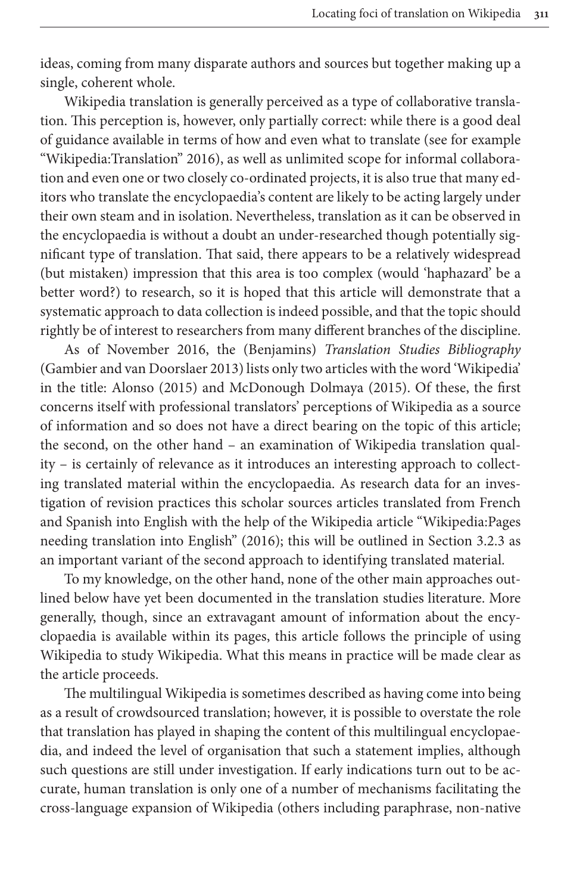ideas, coming from many disparate authors and sources but together making up a single, coherent whole.

Wikipedia translation is generally perceived as a type of collaborative translation. This perception is, however, only partially correct: while there is a good deal of guidance available in terms of how and even what to translate (see for example "Wikipedia:Translation" 2016), as well as unlimited scope for informal collaboration and even one or two closely co-ordinated projects, it is also true that many editors who translate the encyclopaedia's content are likely to be acting largely under their own steam and in isolation. Nevertheless, translation as it can be observed in the encyclopaedia is without a doubt an under-researched though potentially significant type of translation. That said, there appears to be a relatively widespread (but mistaken) impression that this area is too complex (would 'haphazard' be a better word?) to research, so it is hoped that this article will demonstrate that a systematic approach to data collection is indeed possible, and that the topic should rightly be of interest to researchers from many different branches of the discipline.

As of November 2016, the (Benjamins) *Translation Studies Bibliography* (Gambier and van Doorslaer 2013) lists only two articles with the word 'Wikipedia' in the title: Alonso (2015) and McDonough Dolmaya (2015). Of these, the first concerns itself with professional translators' perceptions of Wikipedia as a source of information and so does not have a direct bearing on the topic of this article; the second, on the other hand – an examination of Wikipedia translation quality – is certainly of relevance as it introduces an interesting approach to collecting translated material within the encyclopaedia. As research data for an investigation of revision practices this scholar sources articles translated from French and Spanish into English with the help of the Wikipedia article "Wikipedia:Pages needing translation into English" (2016); this will be outlined in Section 3.2.3 as an important variant of the second approach to identifying translated material.

To my knowledge, on the other hand, none of the other main approaches outlined below have yet been documented in the translation studies literature. More generally, though, since an extravagant amount of information about the encyclopaedia is available within its pages, this article follows the principle of using Wikipedia to study Wikipedia. What this means in practice will be made clear as the article proceeds.

The multilingual Wikipedia is sometimes described as having come into being as a result of crowdsourced translation; however, it is possible to overstate the role that translation has played in shaping the content of this multilingual encyclopaedia, and indeed the level of organisation that such a statement implies, although such questions are still under investigation. If early indications turn out to be accurate, human translation is only one of a number of mechanisms facilitating the cross-language expansion of Wikipedia (others including paraphrase, non-native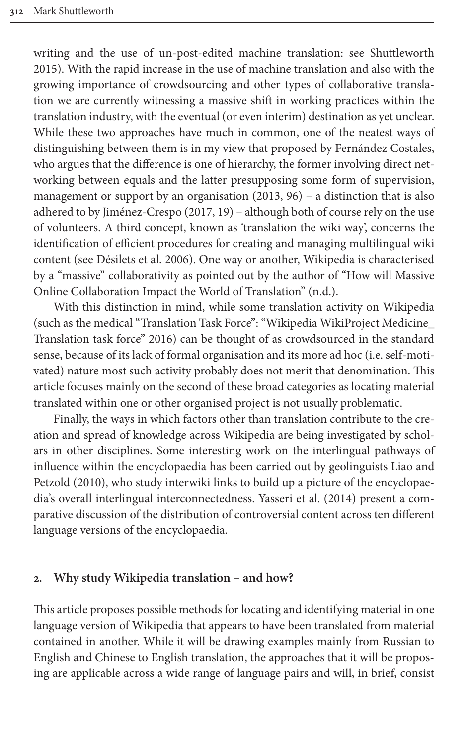writing and the use of un-post-edited machine translation: see Shuttleworth 2015). With the rapid increase in the use of machine translation and also with the growing importance of crowdsourcing and other types of collaborative translation we are currently witnessing a massive shift in working practices within the translation industry, with the eventual (or even interim) destination as yet unclear. While these two approaches have much in common, one of the neatest ways of distinguishing between them is in my view that proposed by Fernández Costales, who argues that the difference is one of hierarchy, the former involving direct networking between equals and the latter presupposing some form of supervision, management or support by an organisation (2013, 96) – a distinction that is also adhered to by Jiménez-Crespo (2017, 19) – although both of course rely on the use of volunteers. A third concept, known as 'translation the wiki way', concerns the identification of efficient procedures for creating and managing multilingual wiki content (see Désilets et al. 2006). One way or another, Wikipedia is characterised by a "massive" collaborativity as pointed out by the author of "How will Massive Online Collaboration Impact the World of Translation" (n.d.).

With this distinction in mind, while some translation activity on Wikipedia (such as the medical "Translation Task Force": "Wikipedia WikiProject Medicine_ Translation task force" 2016) can be thought of as crowdsourced in the standard sense, because of its lack of formal organisation and its more ad hoc (i.e. self-motivated) nature most such activity probably does not merit that denomination. This article focuses mainly on the second of these broad categories as locating material translated within one or other organised project is not usually problematic.

Finally, the ways in which factors other than translation contribute to the creation and spread of knowledge across Wikipedia are being investigated by scholars in other disciplines. Some interesting work on the interlingual pathways of influence within the encyclopaedia has been carried out by geolinguists Liao and Petzold (2010), who study interwiki links to build up a picture of the encyclopaedia's overall interlingual interconnectedness. Yasseri et al. (2014) present a comparative discussion of the distribution of controversial content across ten different language versions of the encyclopaedia.

## 2. Why study Wikipedia translation – and how?

This article proposes possible methods for locating and identifying material in one language version of Wikipedia that appears to have been translated from material contained in another. While it will be drawing examples mainly from Russian to English and Chinese to English translation, the approaches that it will be proposing are applicable across a wide range of language pairs and will, in brief, consist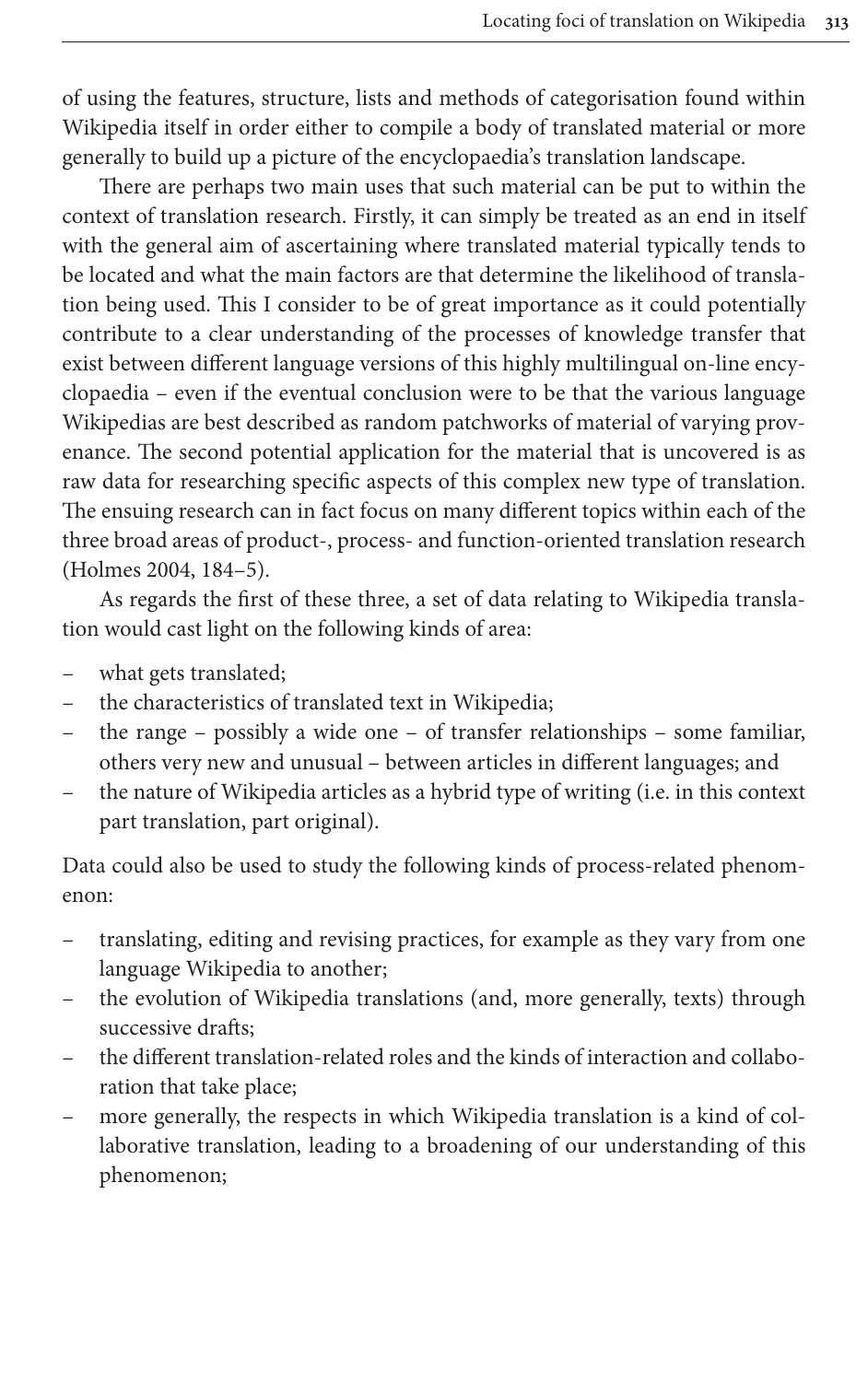of using the features, structure, lists and methods of categorisation found within Wikipedia itself in order either to compile a body of translated material or more generally to build up a picture of the encyclopaedia's translation landscape.

There are perhaps two main uses that such material can be put to within the context of translation research. Firstly, it can simply be treated as an end in itself with the general aim of ascertaining where translated material typically tends to be located and what the main factors are that determine the likelihood of translation being used. This I consider to be of great importance as it could potentially contribute to a clear understanding of the processes of knowledge transfer that exist between different language versions of this highly multilingual on-line encyclopaedia – even if the eventual conclusion were to be that the various language Wikipedias are best described as random patchworks of material of varying provenance. The second potential application for the material that is uncovered is as raw data for researching specific aspects of this complex new type of translation. The ensuing research can in fact focus on many different topics within each of the three broad areas of product-, process- and function-oriented translation research (Holmes 2004, 184–5).

As regards the first of these three, a set of data relating to Wikipedia translation would cast light on the following kinds of area:

- what gets translated;
- the characteristics of translated text in Wikipedia;
- the range – possibly a wide one – of transfer relationships – some familiar, others very new and unusual – between articles in different languages; and
- the nature of Wikipedia articles as a hybrid type of writing (i.e. in this context part translation, part original).

Data could also be used to study the following kinds of process-related phenomenon:

- translating, editing and revising practices, for example as they vary from one language Wikipedia to another;
- the evolution of Wikipedia translations (and, more generally, texts) through successive drafts;
- the different translation-related roles and the kinds of interaction and collaboration that take place;
- more generally, the respects in which Wikipedia translation is a kind of collaborative translation, leading to a broadening of our understanding of this phenomenon;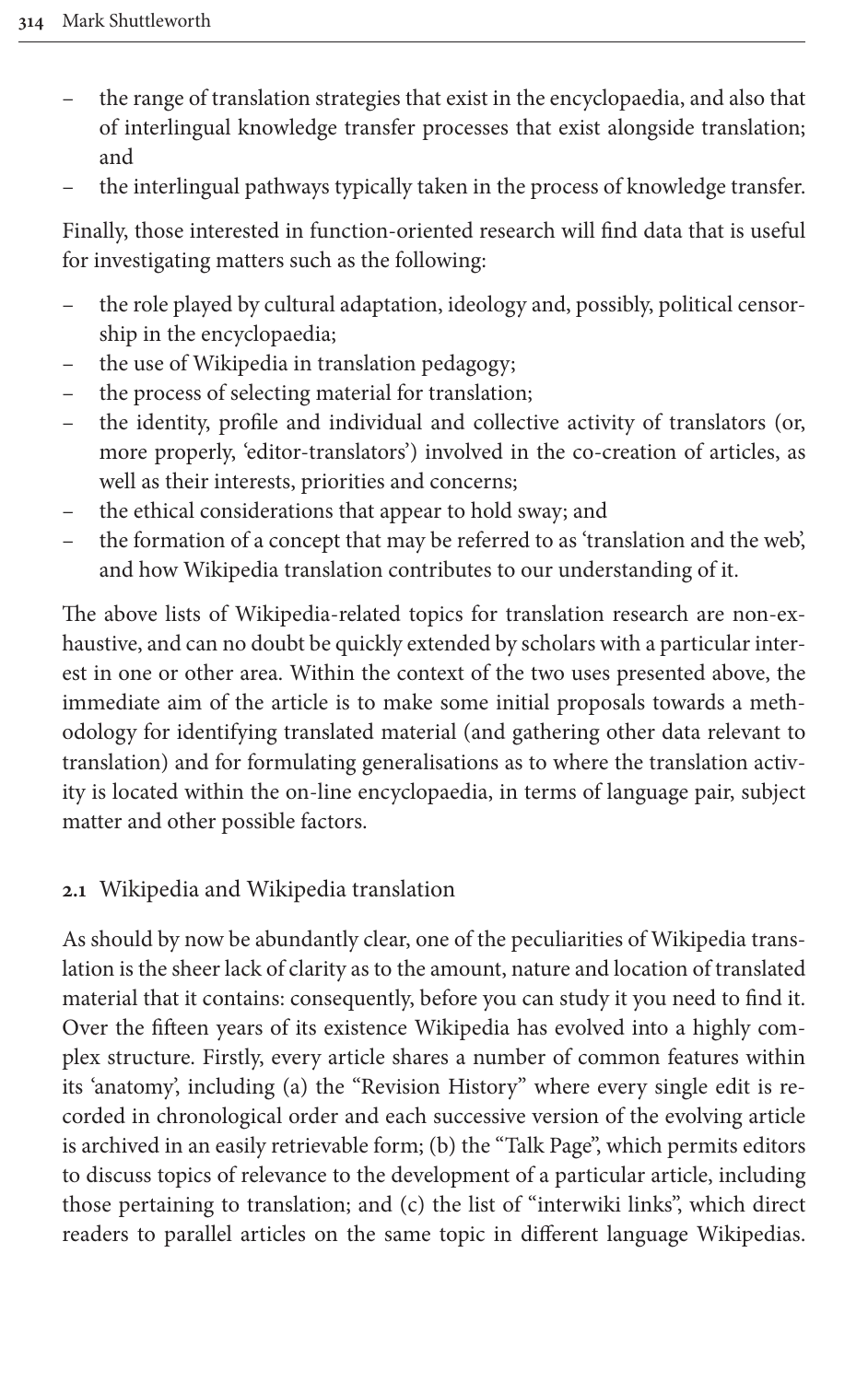- the range of translation strategies that exist in the encyclopaedia, and also that of interlingual knowledge transfer processes that exist alongside translation; and
- the interlingual pathways typically taken in the process of knowledge transfer.

Finally, those interested in function-oriented research will find data that is useful for investigating matters such as the following:

- the role played by cultural adaptation, ideology and, possibly, political censorship in the encyclopaedia;
- the use of Wikipedia in translation pedagogy;
- the process of selecting material for translation;
- the identity, profile and individual and collective activity of translators (or, more properly, 'editor-translators') involved in the co-creation of articles, as well as their interests, priorities and concerns;
- the ethical considerations that appear to hold sway; and
- the formation of a concept that may be referred to as 'translation and the web', and how Wikipedia translation contributes to our understanding of it.

The above lists of Wikipedia-related topics for translation research are non-exhaustive, and can no doubt be quickly extended by scholars with a particular interest in one or other area. Within the context of the two uses presented above, the immediate aim of the article is to make some initial proposals towards a methodology for identifying translated material (and gathering other data relevant to translation) and for formulating generalisations as to where the translation activity is located within the on-line encyclopaedia, in terms of language pair, subject matter and other possible factors.

### 2.1 Wikipedia and Wikipedia translation

As should by now be abundantly clear, one of the peculiarities of Wikipedia translation is the sheer lack of clarity as to the amount, nature and location of translated material that it contains: consequently, before you can study it you need to find it. Over the fifteen years of its existence Wikipedia has evolved into a highly complex structure. Firstly, every article shares a number of common features within its 'anatomy', including (a) the "Revision History" where every single edit is recorded in chronological order and each successive version of the evolving article is archived in an easily retrievable form; (b) the "Talk Page", which permits editors to discuss topics of relevance to the development of a particular article, including those pertaining to translation; and (c) the list of "interwiki links", which direct readers to parallel articles on the same topic in different language Wikipedias.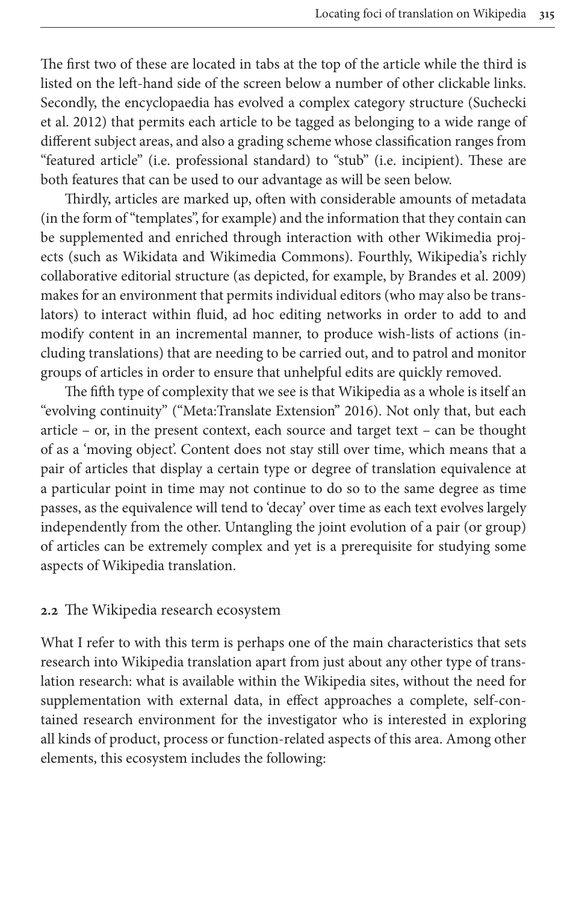The first two of these are located in tabs at the top of the article while the third is listed on the left-hand side of the screen below a number of other clickable links. Secondly, the encyclopaedia has evolved a complex category structure (Suchecki et al. 2012) that permits each article to be tagged as belonging to a wide range of different subject areas, and also a grading scheme whose classification ranges from "featured article" (i.e. professional standard) to "stub" (i.e. incipient). These are both features that can be used to our advantage as will be seen below.

Thirdly, articles are marked up, often with considerable amounts of metadata (in the form of "templates", for example) and the information that they contain can be supplemented and enriched through interaction with other Wikimedia projects (such as Wikidata and Wikimedia Commons). Fourthly, Wikipedia's richly collaborative editorial structure (as depicted, for example, by Brandes et al. 2009) makes for an environment that permits individual editors (who may also be translators) to interact within fluid, ad hoc editing networks in order to add to and modify content in an incremental manner, to produce wish-lists of actions (including translations) that are needing to be carried out, and to patrol and monitor groups of articles in order to ensure that unhelpful edits are quickly removed.

The fifth type of complexity that we see is that Wikipedia as a whole is itself an "evolving continuity" ("Meta:Translate Extension" 2016). Not only that, but each article – or, in the present context, each source and target text – can be thought of as a 'moving object'. Content does not stay still over time, which means that a pair of articles that display a certain type or degree of translation equivalence at a particular point in time may not continue to do so to the same degree as time passes, as the equivalence will tend to 'decay' over time as each text evolves largely independently from the other. Untangling the joint evolution of a pair (or group) of articles can be extremely complex and yet is a prerequisite for studying some aspects of Wikipedia translation.

## 2.2 The Wikipedia research ecosystem

What I refer to with this term is perhaps one of the main characteristics that sets research into Wikipedia translation apart from just about any other type of translation research: what is available within the Wikipedia sites, without the need for supplementation with external data, in effect approaches a complete, self-contained research environment for the investigator who is interested in exploring all kinds of product, process or function-related aspects of this area. Among other elements, this ecosystem includes the following: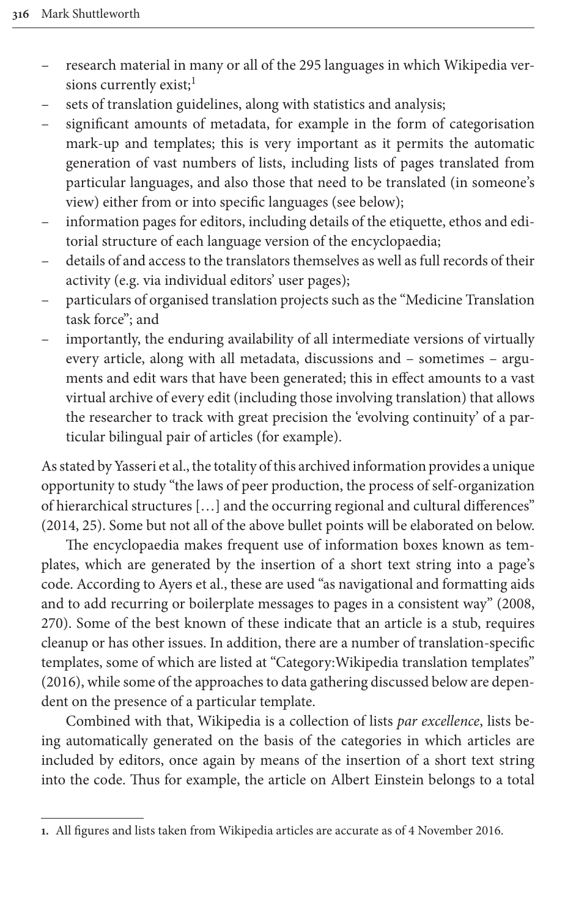- research material in many or all of the 295 languages in which Wikipedia versions currently exist;[1]
- sets of translation guidelines, along with statistics and analysis;
- significant amounts of metadata, for example in the form of categorisation mark-up and templates; this is very important as it permits the automatic generation of vast numbers of lists, including lists of pages translated from particular languages, and also those that need to be translated (in someone's view) either from or into specific languages (see below);
- information pages for editors, including details of the etiquette, ethos and editorial structure of each language version of the encyclopaedia;
- details of and access to the translators themselves as well as full records of their activity (e.g. via individual editors' user pages);
- particulars of organised translation projects such as the "Medicine Translation task force"; and
- importantly, the enduring availability of all intermediate versions of virtually every article, along with all metadata, discussions and – sometimes – arguments and edit wars that have been generated; this in effect amounts to a vast virtual archive of every edit (including those involving translation) that allows the researcher to track with great precision the 'evolving continuity' of a particular bilingual pair of articles (for example).

As stated by Yasseri et al., the totality of this archived information provides a unique opportunity to study "the laws of peer production, the process of self-organization of hierarchical structures […] and the occurring regional and cultural differences" (2014, 25). Some but not all of the above bullet points will be elaborated on below.

The encyclopaedia makes frequent use of information boxes known as templates, which are generated by the insertion of a short text string into a page's code. According to Ayers et al., these are used "as navigational and formatting aids and to add recurring or boilerplate messages to pages in a consistent way" (2008, 270). Some of the best known of these indicate that an article is a stub, requires cleanup or has other issues. In addition, there are a number of translation-specific templates, some of which are listed at "Category:Wikipedia translation templates" (2016), while some of the approaches to data gathering discussed below are dependent on the presence of a particular template.

Combined with that, Wikipedia is a collection of lists *par excellence*, lists being automatically generated on the basis of the categories in which articles are included by editors, once again by means of the insertion of a short text string into the code. Thus for example, the article on Albert Einstein belongs to a total

1. All figures and lists taken from Wikipedia articles are accurate as of 4 November 2016.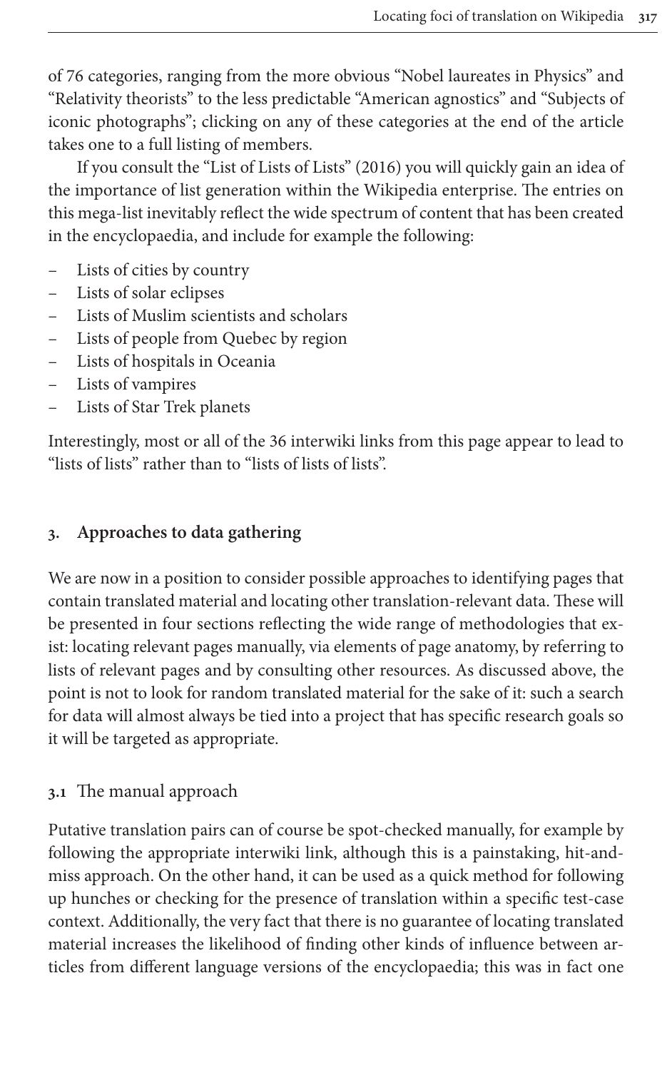of 76 categories, ranging from the more obvious "Nobel laureates in Physics" and "Relativity theorists" to the less predictable "American agnostics" and "Subjects of iconic photographs"; clicking on any of these categories at the end of the article takes one to a full listing of members.

If you consult the "List of Lists of Lists" (2016) you will quickly gain an idea of the importance of list generation within the Wikipedia enterprise. The entries on this mega-list inevitably reflect the wide spectrum of content that has been created in the encyclopaedia, and include for example the following:

- Lists of cities by country
- Lists of solar eclipses
- Lists of Muslim scientists and scholars
- Lists of people from Quebec by region
- Lists of hospitals in Oceania
- Lists of vampires
- Lists of Star Trek planets

Interestingly, most or all of the 36 interwiki links from this page appear to lead to "lists of lists" rather than to "lists of lists of lists".

## 3. Approaches to data gathering

We are now in a position to consider possible approaches to identifying pages that contain translated material and locating other translation-relevant data. These will be presented in four sections reflecting the wide range of methodologies that exist: locating relevant pages manually, via elements of page anatomy, by referring to lists of relevant pages and by consulting other resources. As discussed above, the point is not to look for random translated material for the sake of it: such a search for data will almost always be tied into a project that has specific research goals so it will be targeted as appropriate.

### 3.1 The manual approach

Putative translation pairs can of course be spot-checked manually, for example by following the appropriate interwiki link, although this is a painstaking, hit-and-miss approach. On the other hand, it can be used as a quick method for following up hunches or checking for the presence of translation within a specific test-case context. Additionally, the very fact that there is no guarantee of locating translated material increases the likelihood of finding other kinds of influence between articles from different language versions of the encyclopaedia; this was in fact one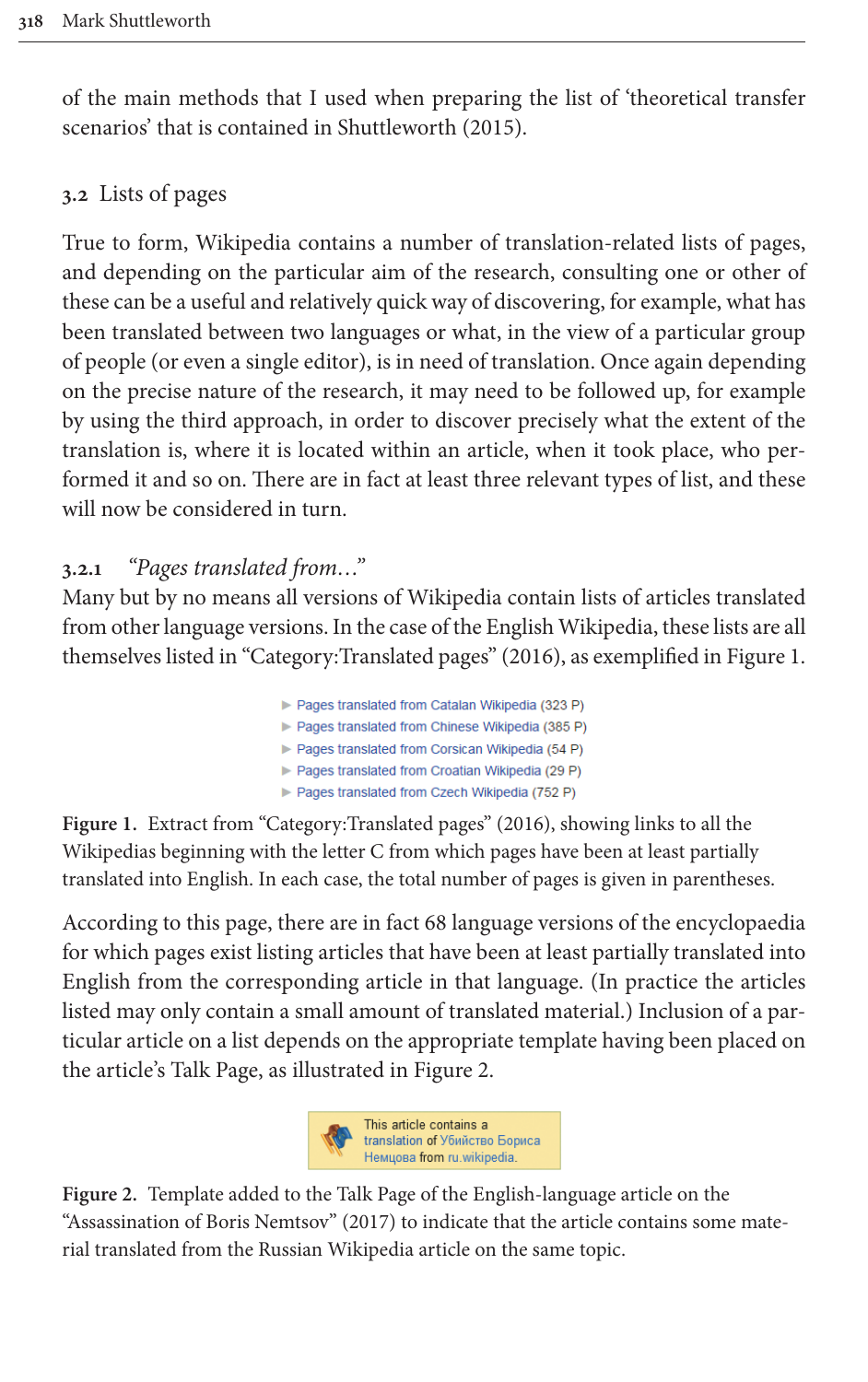of the main methods that I used when preparing the list of 'theoretical transfer scenarios' that is contained in Shuttleworth (2015).

### 3.2 Lists of pages

True to form, Wikipedia contains a number of translation-related lists of pages, and depending on the particular aim of the research, consulting one or other of these can be a useful and relatively quick way of discovering, for example, what has been translated between two languages or what, in the view of a particular group of people (or even a single editor), is in need of translation. Once again depending on the precise nature of the research, it may need to be followed up, for example by using the third approach, in order to discover precisely what the extent of the translation is, where it is located within an article, when it took place, who performed it and so on. There are in fact at least three relevant types of list, and these will now be considered in turn.

#### 3.2.1 *"Pages translated from…"*

Many but by no means all versions of Wikipedia contain lists of articles translated from other language versions. In the case of the English Wikipedia, these lists are all themselves listed in "Category:Translated pages" (2016), as exemplified in Figure 1.

- ► Pages translated from Catalan Wikipedia (323 P)
- ► Pages translated from Chinese Wikipedia (385 P)
- ► Pages translated from Corsican Wikipedia (54 P)
- ► Pages translated from Croatian Wikipedia (29 P)
- ► Pages translated from Czech Wikipedia (752 P)

**Figure 1.** Extract from "Category:Translated pages" (2016), showing links to all the Wikipedias beginning with the letter C from which pages have been at least partially translated into English. In each case, the total number of pages is given in parentheses.

According to this page, there are in fact 68 language versions of the encyclopaedia for which pages exist listing articles that have been at least partially translated into English from the corresponding article in that language. (In practice the articles listed may only contain a small amount of translated material.) Inclusion of a particular article on a list depends on the appropriate template having been placed on the article's Talk Page, as illustrated in Figure 2.

This article contains a translation of Убийство Бориса Немцова from ru.wikipedia.

**Figure 2.** Template added to the Talk Page of the English-language article on the "Assassination of Boris Nemtsov" (2017) to indicate that the article contains some material translated from the Russian Wikipedia article on the same topic.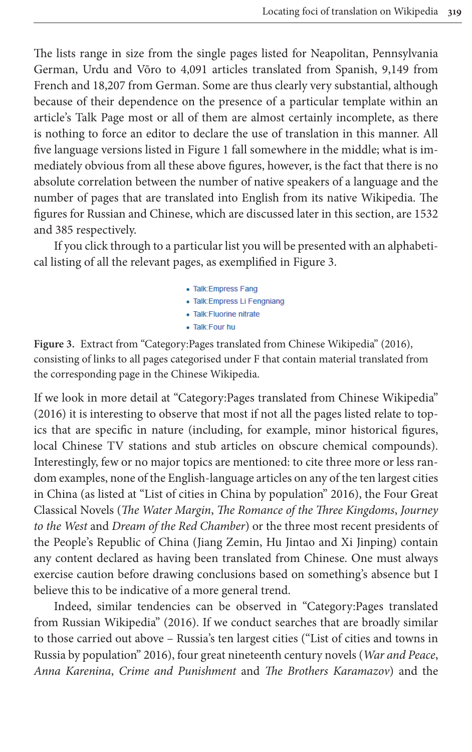The lists range in size from the single pages listed for Neapolitan, Pennsylvania German, Urdu and Võro to 4,091 articles translated from Spanish, 9,149 from French and 18,207 from German. Some are thus clearly very substantial, although because of their dependence on the presence of a particular template within an article's Talk Page most or all of them are almost certainly incomplete, as there is nothing to force an editor to declare the use of translation in this manner. All five language versions listed in Figure 1 fall somewhere in the middle; what is immediately obvious from all these above figures, however, is the fact that there is no absolute correlation between the number of native speakers of a language and the number of pages that are translated into English from its native Wikipedia. The figures for Russian and Chinese, which are discussed later in this section, are 1532 and 385 respectively.

If you click through to a particular list you will be presented with an alphabetical listing of all the relevant pages, as exemplified in Figure 3.

- Talk:Empress Fang
- Talk:Empress Li Fengniang
- Talk:Fluorine nitrate
- Talk:Four hu

**Figure 3.** Extract from "Category:Pages translated from Chinese Wikipedia" (2016), consisting of links to all pages categorised under F that contain material translated from the corresponding page in the Chinese Wikipedia.

If we look in more detail at "Category:Pages translated from Chinese Wikipedia" (2016) it is interesting to observe that most if not all the pages listed relate to topics that are specific in nature (including, for example, minor historical figures, local Chinese TV stations and stub articles on obscure chemical compounds). Interestingly, few or no major topics are mentioned: to cite three more or less random examples, none of the English-language articles on any of the ten largest cities in China (as listed at "List of cities in China by population" 2016), the Four Great Classical Novels (*The Water Margin*, *The Romance of the Three Kingdoms*, *Journey to the West* and *Dream of the Red Chamber*) or the three most recent presidents of the People's Republic of China (Jiang Zemin, Hu Jintao and Xi Jinping) contain any content declared as having been translated from Chinese. One must always exercise caution before drawing conclusions based on something's absence but I believe this to be indicative of a more general trend.

Indeed, similar tendencies can be observed in "Category:Pages translated from Russian Wikipedia" (2016). If we conduct searches that are broadly similar to those carried out above – Russia's ten largest cities ("List of cities and towns in Russia by population" 2016), four great nineteenth century novels (*War and Peace*, *Anna Karenina*, *Crime and Punishment* and *The Brothers Karamazov*) and the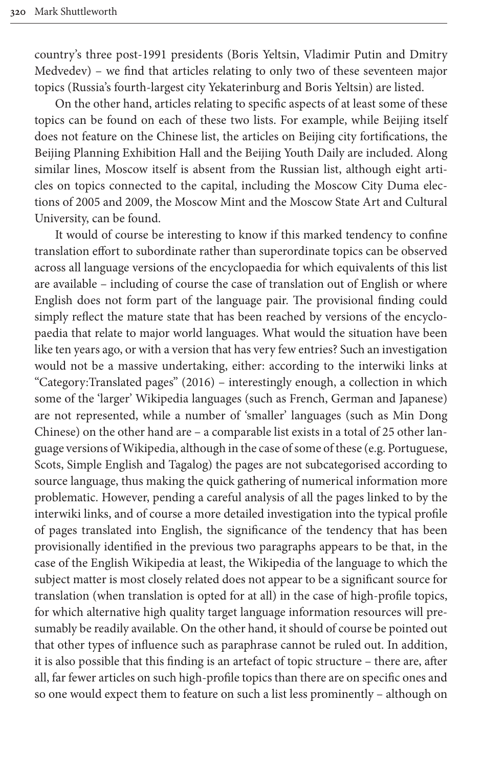country's three post-1991 presidents (Boris Yeltsin, Vladimir Putin and Dmitry Medvedev) – we find that articles relating to only two of these seventeen major topics (Russia's fourth-largest city Yekaterinburg and Boris Yeltsin) are listed.

On the other hand, articles relating to specific aspects of at least some of these topics can be found on each of these two lists. For example, while Beijing itself does not feature on the Chinese list, the articles on Beijing city fortifications, the Beijing Planning Exhibition Hall and the Beijing Youth Daily are included. Along similar lines, Moscow itself is absent from the Russian list, although eight articles on topics connected to the capital, including the Moscow City Duma elections of 2005 and 2009, the Moscow Mint and the Moscow State Art and Cultural University, can be found.

It would of course be interesting to know if this marked tendency to confine translation effort to subordinate rather than superordinate topics can be observed across all language versions of the encyclopaedia for which equivalents of this list are available – including of course the case of translation out of English or where English does not form part of the language pair. The provisional finding could simply reflect the mature state that has been reached by versions of the encyclopaedia that relate to major world languages. What would the situation have been like ten years ago, or with a version that has very few entries? Such an investigation would not be a massive undertaking, either: according to the interwiki links at "Category:Translated pages" (2016) – interestingly enough, a collection in which some of the 'larger' Wikipedia languages (such as French, German and Japanese) are not represented, while a number of 'smaller' languages (such as Min Dong Chinese) on the other hand are – a comparable list exists in a total of 25 other language versions of Wikipedia, although in the case of some of these (e.g. Portuguese, Scots, Simple English and Tagalog) the pages are not subcategorised according to source language, thus making the quick gathering of numerical information more problematic. However, pending a careful analysis of all the pages linked to by the interwiki links, and of course a more detailed investigation into the typical profile of pages translated into English, the significance of the tendency that has been provisionally identified in the previous two paragraphs appears to be that, in the case of the English Wikipedia at least, the Wikipedia of the language to which the subject matter is most closely related does not appear to be a significant source for translation (when translation is opted for at all) in the case of high-profile topics, for which alternative high quality target language information resources will presumably be readily available. On the other hand, it should of course be pointed out that other types of influence such as paraphrase cannot be ruled out. In addition, it is also possible that this finding is an artefact of topic structure – there are, after all, far fewer articles on such high-profile topics than there are on specific ones and so one would expect them to feature on such a list less prominently – although on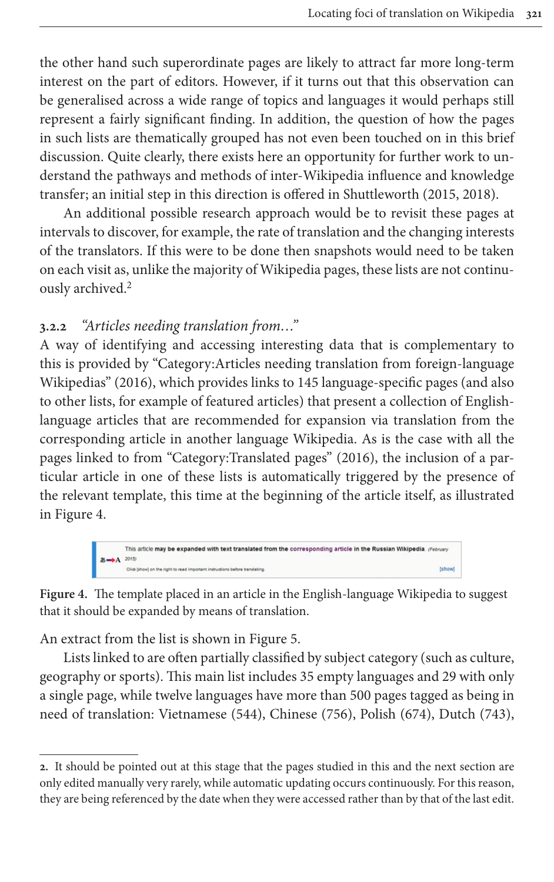the other hand such superordinate pages are likely to attract far more long-term interest on the part of editors. However, if it turns out that this observation can be generalised across a wide range of topics and languages it would perhaps still represent a fairly significant finding. In addition, the question of how the pages in such lists are thematically grouped has not even been touched on in this brief discussion. Quite clearly, there exists here an opportunity for further work to understand the pathways and methods of inter-Wikipedia influence and knowledge transfer; an initial step in this direction is offered in Shuttleworth (2015, 2018).

An additional possible research approach would be to revisit these pages at intervals to discover, for example, the rate of translation and the changing interests of the translators. If this were to be done then snapshots would need to be taken on each visit as, unlike the majority of Wikipedia pages, these lists are not continuously archived.[2]

### 3.2.2 *"Articles needing translation from…"*

A way of identifying and accessing interesting data that is complementary to this is provided by "Category:Articles needing translation from foreign-language Wikipedias" (2016), which provides links to 145 language-specific pages (and also to other lists, for example of featured articles) that present a collection of English-language articles that are recommended for expansion via translation from the corresponding article in another language Wikipedia. As is the case with all the pages linked to from "Category:Translated pages" (2016), the inclusion of a particular article in one of these lists is automatically triggered by the presence of the relevant template, this time at the beginning of the article itself, as illustrated in Figure 4.

This article **may be expanded with text translated from the** corresponding article **in the Russian Wikipedia**. *(February 2015)*
Click [show] on the right to read important instructions before translating. [show]

**Figure 4.** The template placed in an article in the English-language Wikipedia to suggest that it should be expanded by means of translation.

An extract from the list is shown in Figure 5.

Lists linked to are often partially classified by subject category (such as culture, geography or sports). This main list includes 35 empty languages and 29 with only a single page, while twelve languages have more than 500 pages tagged as being in need of translation: Vietnamese (544), Chinese (756), Polish (674), Dutch (743),

---

[2]. It should be pointed out at this stage that the pages studied in this and the next section are only edited manually very rarely, while automatic updating occurs continuously. For this reason, they are being referenced by the date when they were accessed rather than by that of the last edit.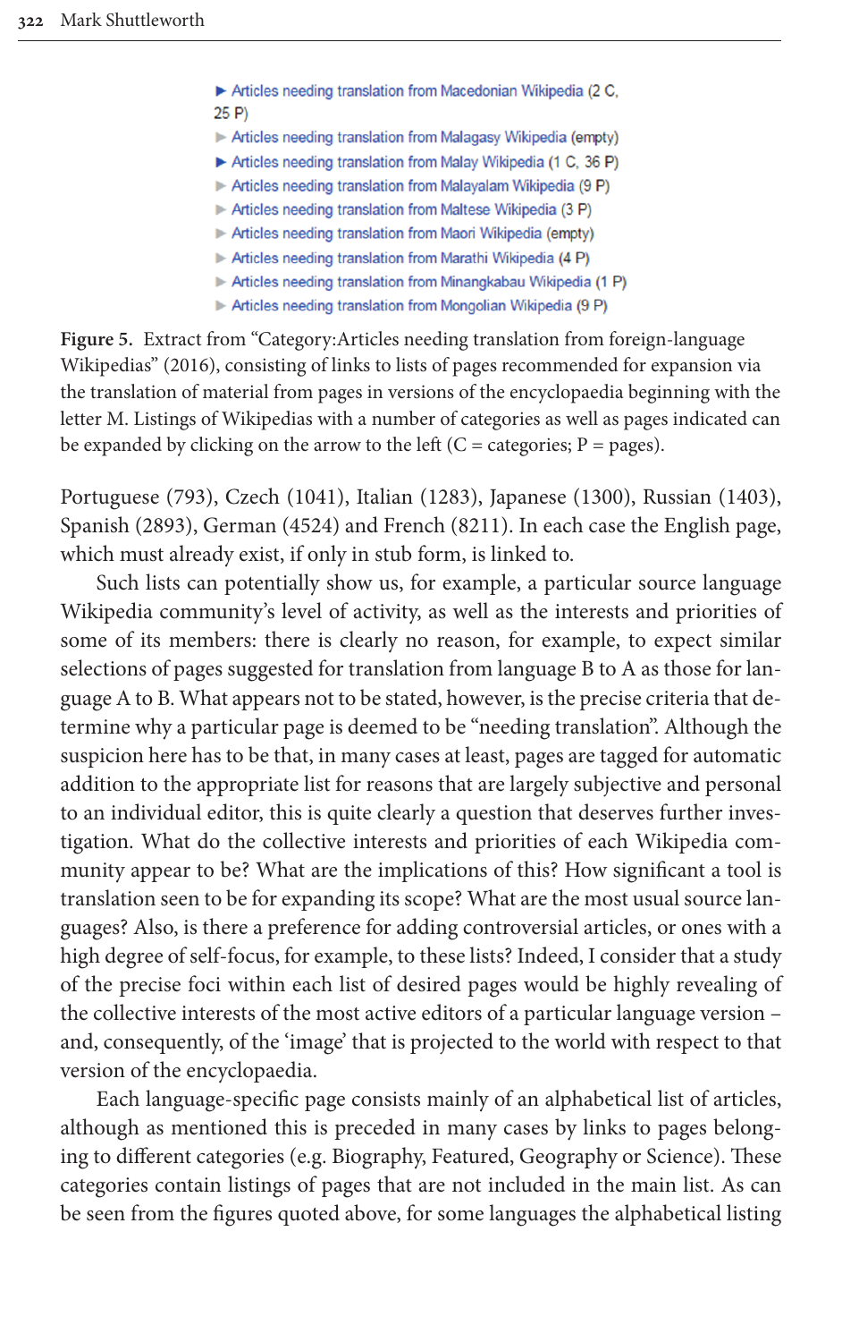▶ Articles needing translation from Macedonian Wikipedia (2 C, 25 P)
▶ Articles needing translation from Malagasy Wikipedia (empty)
▶ Articles needing translation from Malay Wikipedia (1 C, 36 P)
▶ Articles needing translation from Malayalam Wikipedia (9 P)
▶ Articles needing translation from Maltese Wikipedia (3 P)
▶ Articles needing translation from Maori Wikipedia (empty)
▶ Articles needing translation from Marathi Wikipedia (4 P)
▶ Articles needing translation from Minangkabau Wikipedia (1 P)
▶ Articles needing translation from Mongolian Wikipedia (9 P)

**Figure 5.** Extract from "Category:Articles needing translation from foreign-language Wikipedias" (2016), consisting of links to lists of pages recommended for expansion via the translation of material from pages in versions of the encyclopaedia beginning with the letter M. Listings of Wikipedias with a number of categories as well as pages indicated can be expanded by clicking on the arrow to the left (C = categories; P = pages).

Portuguese (793), Czech (1041), Italian (1283), Japanese (1300), Russian (1403), Spanish (2893), German (4524) and French (8211). In each case the English page, which must already exist, if only in stub form, is linked to.

Such lists can potentially show us, for example, a particular source language Wikipedia community's level of activity, as well as the interests and priorities of some of its members: there is clearly no reason, for example, to expect similar selections of pages suggested for translation from language B to A as those for language A to B. What appears not to be stated, however, is the precise criteria that determine why a particular page is deemed to be "needing translation". Although the suspicion here has to be that, in many cases at least, pages are tagged for automatic addition to the appropriate list for reasons that are largely subjective and personal to an individual editor, this is quite clearly a question that deserves further investigation. What do the collective interests and priorities of each Wikipedia community appear to be? What are the implications of this? How significant a tool is translation seen to be for expanding its scope? What are the most usual source languages? Also, is there a preference for adding controversial articles, or ones with a high degree of self-focus, for example, to these lists? Indeed, I consider that a study of the precise foci within each list of desired pages would be highly revealing of the collective interests of the most active editors of a particular language version – and, consequently, of the 'image' that is projected to the world with respect to that version of the encyclopaedia.

Each language-specific page consists mainly of an alphabetical list of articles, although as mentioned this is preceded in many cases by links to pages belonging to different categories (e.g. Biography, Featured, Geography or Science). These categories contain listings of pages that are not included in the main list. As can be seen from the figures quoted above, for some languages the alphabetical listing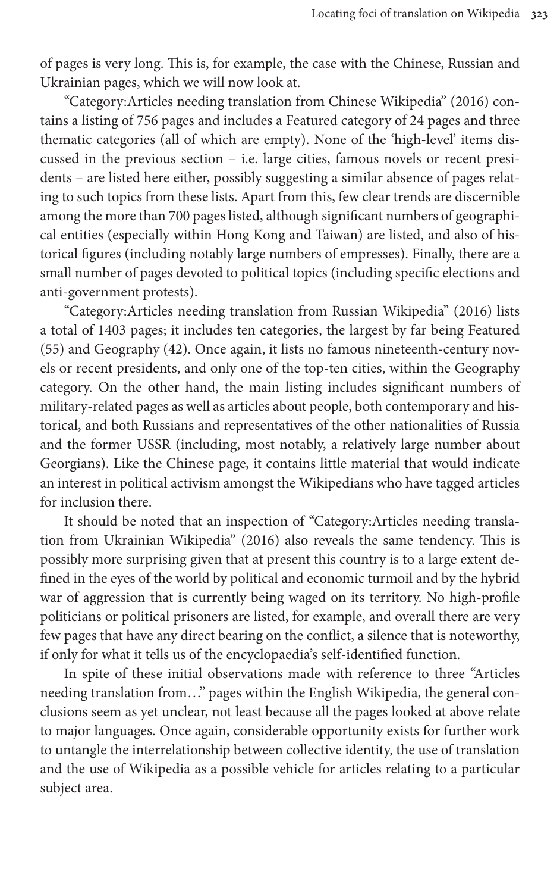of pages is very long. This is, for example, the case with the Chinese, Russian and Ukrainian pages, which we will now look at.

"Category:Articles needing translation from Chinese Wikipedia" (2016) contains a listing of 756 pages and includes a Featured category of 24 pages and three thematic categories (all of which are empty). None of the 'high-level' items discussed in the previous section – i.e. large cities, famous novels or recent presidents – are listed here either, possibly suggesting a similar absence of pages relating to such topics from these lists. Apart from this, few clear trends are discernible among the more than 700 pages listed, although significant numbers of geographical entities (especially within Hong Kong and Taiwan) are listed, and also of historical figures (including notably large numbers of empresses). Finally, there are a small number of pages devoted to political topics (including specific elections and anti-government protests).

"Category:Articles needing translation from Russian Wikipedia" (2016) lists a total of 1403 pages; it includes ten categories, the largest by far being Featured (55) and Geography (42). Once again, it lists no famous nineteenth-century novels or recent presidents, and only one of the top-ten cities, within the Geography category. On the other hand, the main listing includes significant numbers of military-related pages as well as articles about people, both contemporary and historical, and both Russians and representatives of the other nationalities of Russia and the former USSR (including, most notably, a relatively large number about Georgians). Like the Chinese page, it contains little material that would indicate an interest in political activism amongst the Wikipedians who have tagged articles for inclusion there.

It should be noted that an inspection of "Category:Articles needing translation from Ukrainian Wikipedia" (2016) also reveals the same tendency. This is possibly more surprising given that at present this country is to a large extent defined in the eyes of the world by political and economic turmoil and by the hybrid war of aggression that is currently being waged on its territory. No high-profile politicians or political prisoners are listed, for example, and overall there are very few pages that have any direct bearing on the conflict, a silence that is noteworthy, if only for what it tells us of the encyclopaedia's self-identified function.

In spite of these initial observations made with reference to three "Articles needing translation from…" pages within the English Wikipedia, the general conclusions seem as yet unclear, not least because all the pages looked at above relate to major languages. Once again, considerable opportunity exists for further work to untangle the interrelationship between collective identity, the use of translation and the use of Wikipedia as a possible vehicle for articles relating to a particular subject area.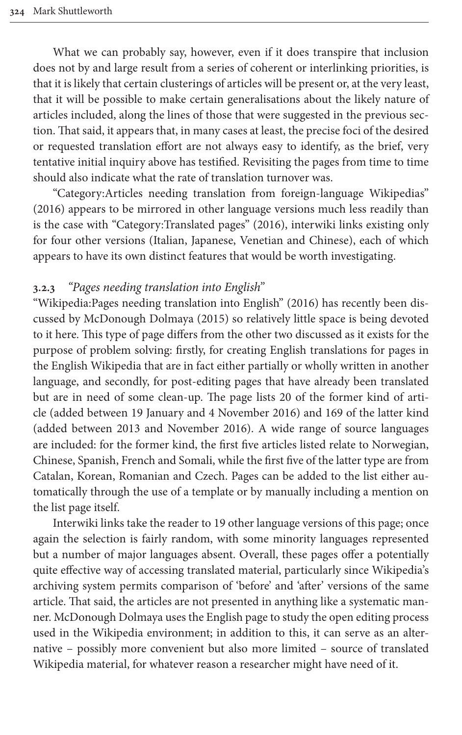What we can probably say, however, even if it does transpire that inclusion does not by and large result from a series of coherent or interlinking priorities, is that it is likely that certain clusterings of articles will be present or, at the very least, that it will be possible to make certain generalisations about the likely nature of articles included, along the lines of those that were suggested in the previous section. That said, it appears that, in many cases at least, the precise foci of the desired or requested translation effort are not always easy to identify, as the brief, very tentative initial inquiry above has testified. Revisiting the pages from time to time should also indicate what the rate of translation turnover was.

"Category:Articles needing translation from foreign-language Wikipedias" (2016) appears to be mirrored in other language versions much less readily than is the case with "Category:Translated pages" (2016), interwiki links existing only for four other versions (Italian, Japanese, Venetian and Chinese), each of which appears to have its own distinct features that would be worth investigating.

### 3.2.3 *"Pages needing translation into English"*

"Wikipedia:Pages needing translation into English" (2016) has recently been discussed by McDonough Dolmaya (2015) so relatively little space is being devoted to it here. This type of page differs from the other two discussed as it exists for the purpose of problem solving: firstly, for creating English translations for pages in the English Wikipedia that are in fact either partially or wholly written in another language, and secondly, for post-editing pages that have already been translated but are in need of some clean-up. The page lists 20 of the former kind of article (added between 19 January and 4 November 2016) and 169 of the latter kind (added between 2013 and November 2016). A wide range of source languages are included: for the former kind, the first five articles listed relate to Norwegian, Chinese, Spanish, French and Somali, while the first five of the latter type are from Catalan, Korean, Romanian and Czech. Pages can be added to the list either automatically through the use of a template or by manually including a mention on the list page itself.

Interwiki links take the reader to 19 other language versions of this page; once again the selection is fairly random, with some minority languages represented but a number of major languages absent. Overall, these pages offer a potentially quite effective way of accessing translated material, particularly since Wikipedia's archiving system permits comparison of 'before' and 'after' versions of the same article. That said, the articles are not presented in anything like a systematic manner. McDonough Dolmaya uses the English page to study the open editing process used in the Wikipedia environment; in addition to this, it can serve as an alternative – possibly more convenient but also more limited – source of translated Wikipedia material, for whatever reason a researcher might have need of it.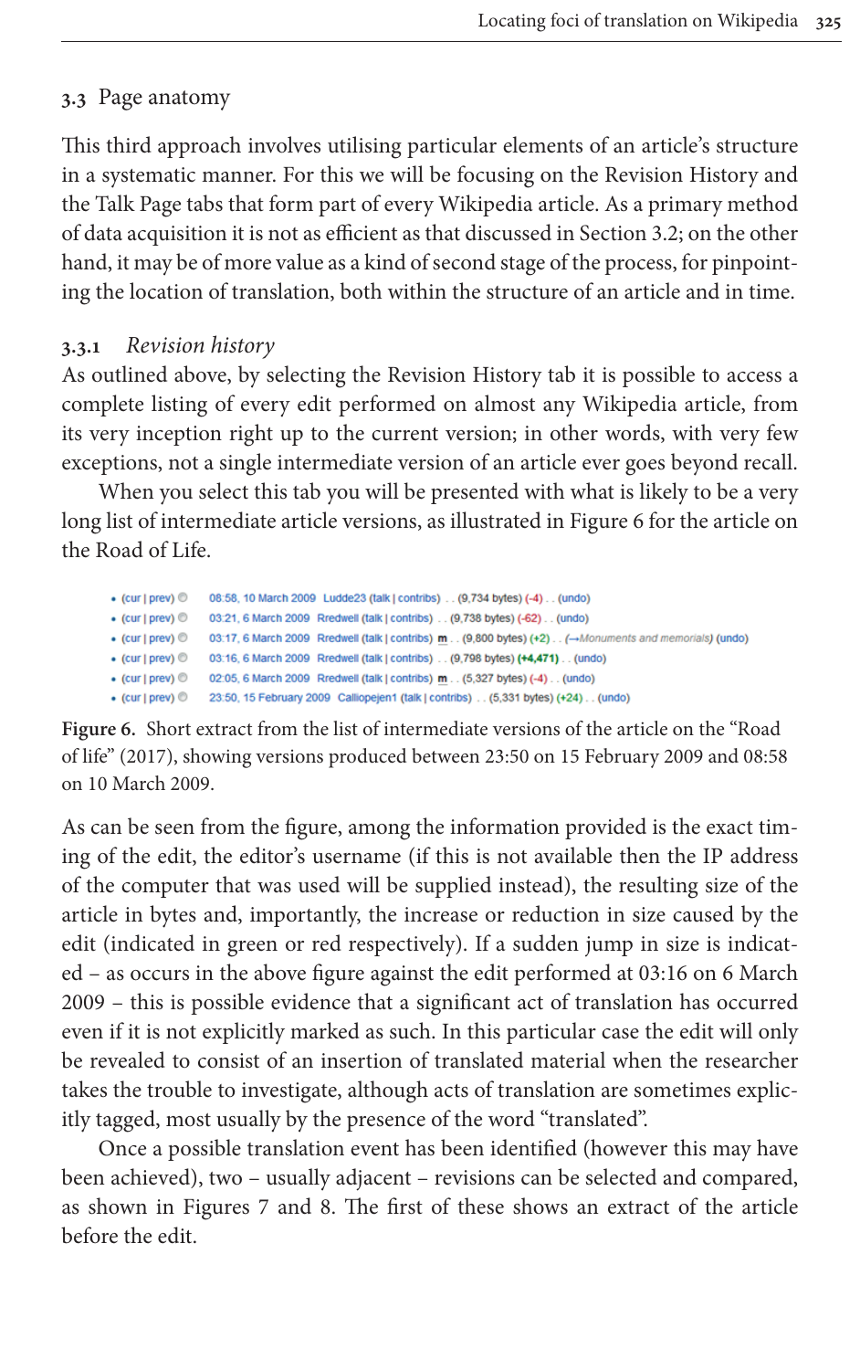### 3.3 Page anatomy

This third approach involves utilising particular elements of an article's structure in a systematic manner. For this we will be focusing on the Revision History and the Talk Page tabs that form part of every Wikipedia article. As a primary method of data acquisition it is not as efficient as that discussed in Section 3.2; on the other hand, it may be of more value as a kind of second stage of the process, for pinpointing the location of translation, both within the structure of an article and in time.

#### 3.3.1 *Revision history*

As outlined above, by selecting the Revision History tab it is possible to access a complete listing of every edit performed on almost any Wikipedia article, from its very inception right up to the current version; in other words, with very few exceptions, not a single intermediate version of an article ever goes beyond recall.

When you select this tab you will be presented with what is likely to be a very long list of intermediate article versions, as illustrated in Figure 6 for the article on the Road of Life.

- (cur | prev) 08:58, 10 March 2009 Ludde23 (talk | contribs) . . (9,734 bytes) (-4) . . (undo)
- (cur | prev) 03:21, 6 March 2009 Redwell (talk | contribs) . . (9,738 bytes) (-62) . . (undo)
- (cur | prev) 03:17, 6 March 2009 Redwell (talk | contribs) m . . (9,800 bytes) (+2) . . (→Monuments and memorials) (undo)
- (cur | prev) 03:16, 6 March 2009 Redwell (talk | contribs) . . (9,798 bytes) **(+4,471)** . . (undo)
- (cur | prev) 02:05, 6 March 2009 Redwell (talk | contribs) m . . (5,327 bytes) (-4) . . (undo)
- (cur | prev) 23:50, 15 February 2009 Calliopejen1 (talk | contribs) . . (5,331 bytes) (+24) . . (undo)

**Figure 6.** Short extract from the list of intermediate versions of the article on the "Road of life" (2017), showing versions produced between 23:50 on 15 February 2009 and 08:58 on 10 March 2009.

As can be seen from the figure, among the information provided is the exact timing of the edit, the editor's username (if this is not available then the IP address of the computer that was used will be supplied instead), the resulting size of the article in bytes and, importantly, the increase or reduction in size caused by the edit (indicated in green or red respectively). If a sudden jump in size is indicated – as occurs in the above figure against the edit performed at 03:16 on 6 March 2009 – this is possible evidence that a significant act of translation has occurred even if it is not explicitly marked as such. In this particular case the edit will only be revealed to consist of an insertion of translated material when the researcher takes the trouble to investigate, although acts of translation are sometimes explicitly tagged, most usually by the presence of the word "translated".

Once a possible translation event has been identified (however this may have been achieved), two – usually adjacent – revisions can be selected and compared, as shown in Figures 7 and 8. The first of these shows an extract of the article before the edit.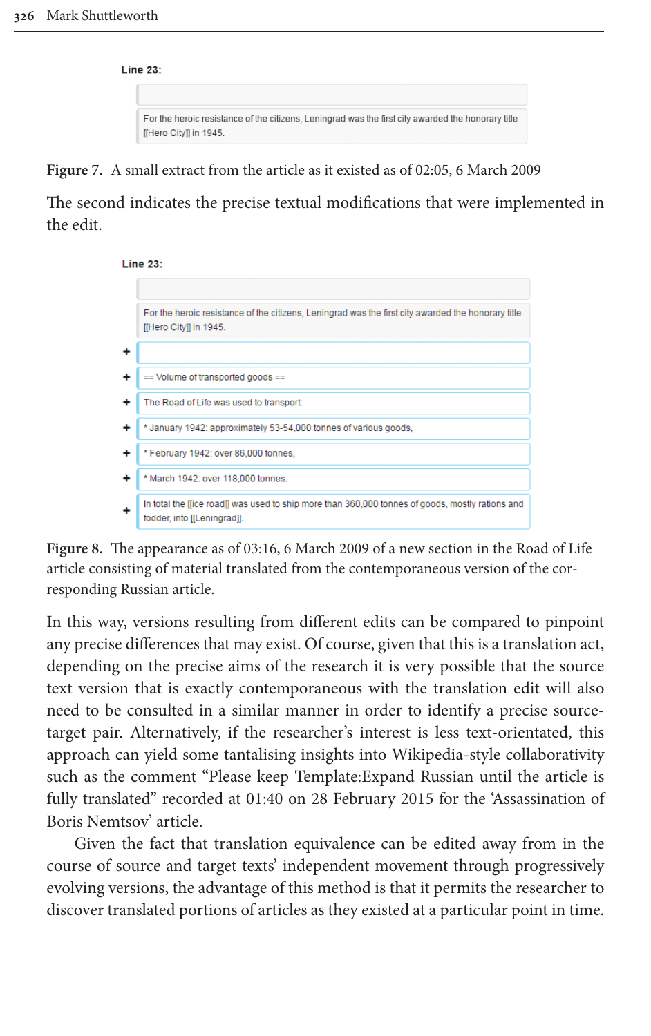Line 23:

For the heroic resistance of the citizens, Leningrad was the first city awarded the honorary title [[Hero City]] in 1945.

**Figure 7.** A small extract from the article as it existed as of 02:05, 6 March 2009

The second indicates the precise textual modifications that were implemented in the edit.

Line 23:

For the heroic resistance of the citizens, Leningrad was the first city awarded the honorary title [[Hero City]] in 1945.

+

+ == Volume of transported goods ==

+ The Road of Life was used to transport:

+ * January 1942: approximately 53-54,000 tonnes of various goods,

+ * February 1942: over 86,000 tonnes,

+ * March 1942: over 118,000 tonnes.

+ In total the [[ice road]] was used to ship more than 360,000 tonnes of goods, mostly rations and fodder, into [[Leningrad]].

**Figure 8.** The appearance as of 03:16, 6 March 2009 of a new section in the Road of Life article consisting of material translated from the contemporaneous version of the corresponding Russian article.

In this way, versions resulting from different edits can be compared to pinpoint any precise differences that may exist. Of course, given that this is a translation act, depending on the precise aims of the research it is very possible that the source text version that is exactly contemporaneous with the translation edit will also need to be consulted in a similar manner in order to identify a precise source-target pair. Alternatively, if the researcher's interest is less text-orientated, this approach can yield some tantalising insights into Wikipedia-style collaborativity such as the comment "Please keep Template:Expand Russian until the article is fully translated" recorded at 01:40 on 28 February 2015 for the 'Assassination of Boris Nemtsov' article.

Given the fact that translation equivalence can be edited away from in the course of source and target texts' independent movement through progressively evolving versions, the advantage of this method is that it permits the researcher to discover translated portions of articles as they existed at a particular point in time.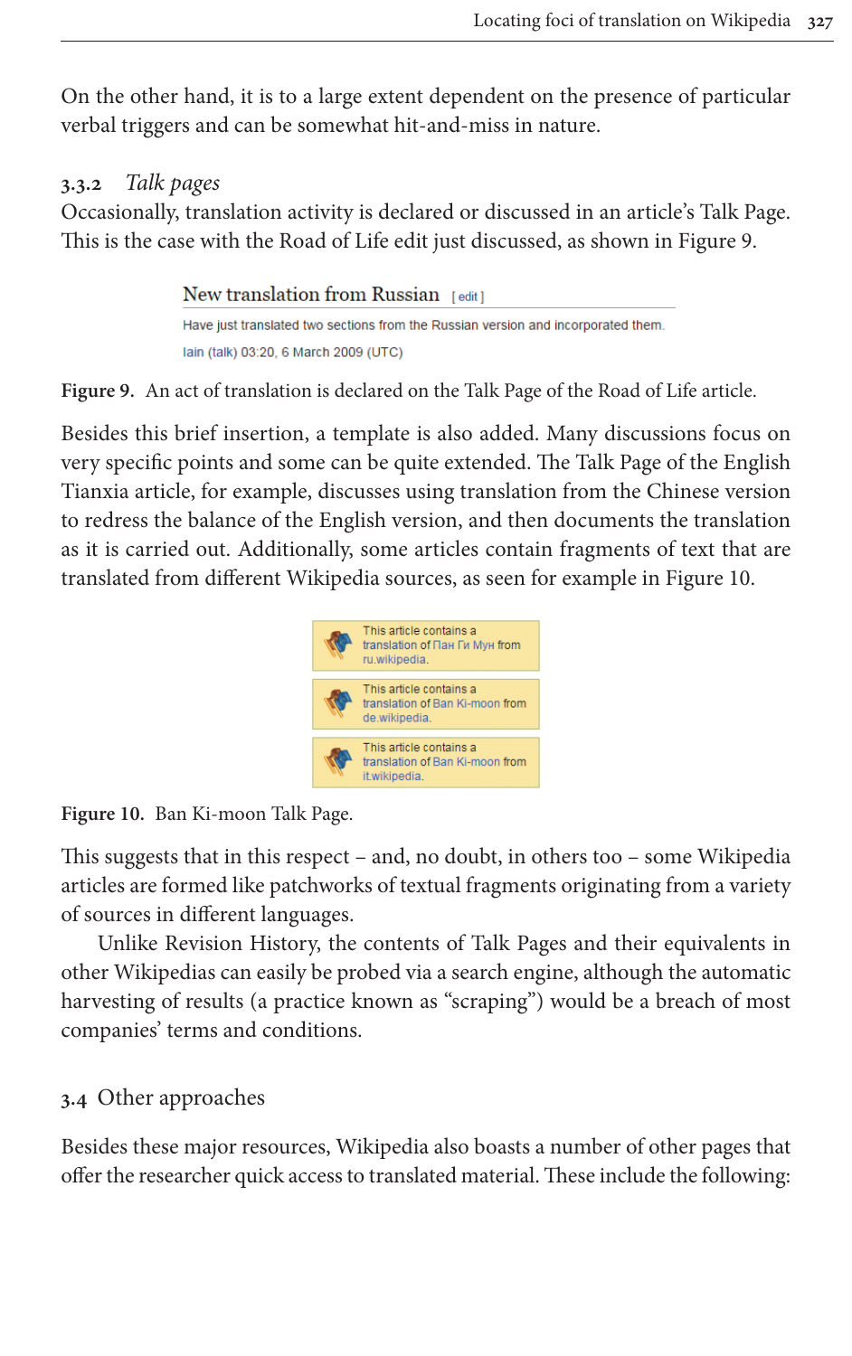On the other hand, it is to a large extent dependent on the presence of particular verbal triggers and can be somewhat hit-and-miss in nature.

### 3.3.2 *Talk pages*

Occasionally, translation activity is declared or discussed in an article's Talk Page. This is the case with the Road of Life edit just discussed, as shown in Figure 9.

New translation from Russian [edit]

Have just translated two sections from the Russian version and incorporated them.
Iain (talk) 03:20, 6 March 2009 (UTC)

**Figure 9.** An act of translation is declared on the Talk Page of the Road of Life article.

Besides this brief insertion, a template is also added. Many discussions focus on very specific points and some can be quite extended. The Talk Page of the English Tianxia article, for example, discusses using translation from the Chinese version to redress the balance of the English version, and then documents the translation as it is carried out. Additionally, some articles contain fragments of text that are translated from different Wikipedia sources, as seen for example in Figure 10.

This article contains a translation of Пан Ги Мун from ru.wikipedia.

This article contains a translation of Ban Ki-moon from de.wikipedia.

This article contains a translation of Ban Ki-moon from it.wikipedia.

**Figure 10.** Ban Ki-moon Talk Page.

This suggests that in this respect – and, no doubt, in others too – some Wikipedia articles are formed like patchworks of textual fragments originating from a variety of sources in different languages.

Unlike Revision History, the contents of Talk Pages and their equivalents in other Wikipedias can easily be probed via a search engine, although the automatic harvesting of results (a practice known as "scraping") would be a breach of most companies' terms and conditions.

## 3.4 Other approaches

Besides these major resources, Wikipedia also boasts a number of other pages that offer the researcher quick access to translated material. These include the following: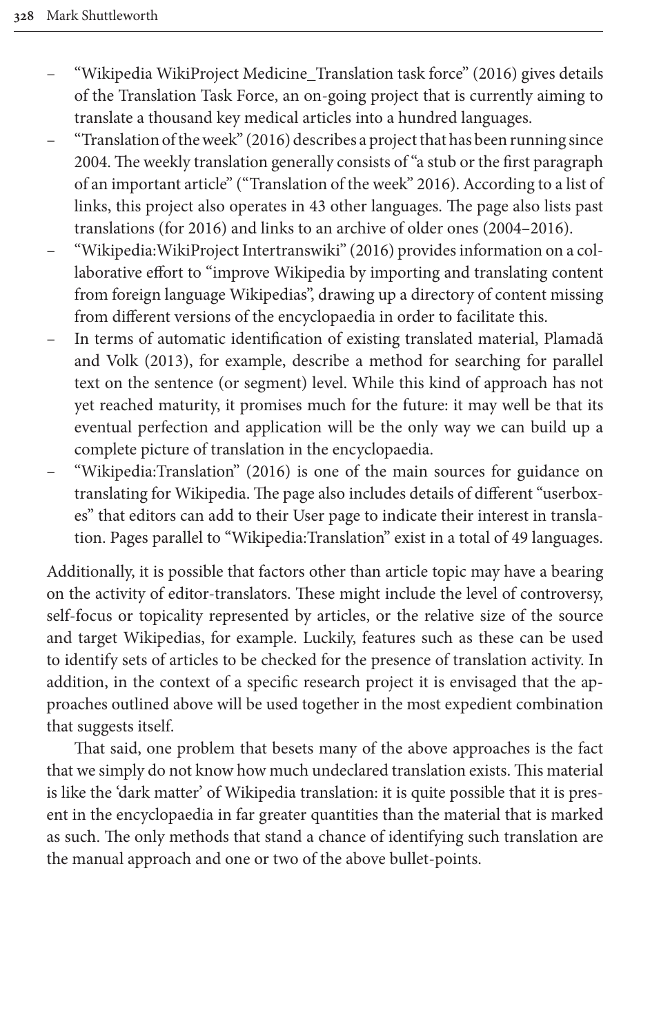- "Wikipedia WikiProject Medicine_Translation task force" (2016) gives details of the Translation Task Force, an on-going project that is currently aiming to translate a thousand key medical articles into a hundred languages.
- "Translation of the week" (2016) describes a project that has been running since 2004. The weekly translation generally consists of "a stub or the first paragraph of an important article" ("Translation of the week" 2016). According to a list of links, this project also operates in 43 other languages. The page also lists past translations (for 2016) and links to an archive of older ones (2004–2016).
- "Wikipedia:WikiProject Intertranswiki" (2016) provides information on a collaborative effort to "improve Wikipedia by importing and translating content from foreign language Wikipedias", drawing up a directory of content missing from different versions of the encyclopaedia in order to facilitate this.
- In terms of automatic identification of existing translated material, Plamadă and Volk (2013), for example, describe a method for searching for parallel text on the sentence (or segment) level. While this kind of approach has not yet reached maturity, it promises much for the future: it may well be that its eventual perfection and application will be the only way we can build up a complete picture of translation in the encyclopaedia.
- "Wikipedia:Translation" (2016) is one of the main sources for guidance on translating for Wikipedia. The page also includes details of different "userboxes" that editors can add to their User page to indicate their interest in translation. Pages parallel to "Wikipedia:Translation" exist in a total of 49 languages.

Additionally, it is possible that factors other than article topic may have a bearing on the activity of editor-translators. These might include the level of controversy, self-focus or topicality represented by articles, or the relative size of the source and target Wikipedias, for example. Luckily, features such as these can be used to identify sets of articles to be checked for the presence of translation activity. In addition, in the context of a specific research project it is envisaged that the approaches outlined above will be used together in the most expedient combination that suggests itself.

That said, one problem that besets many of the above approaches is the fact that we simply do not know how much undeclared translation exists. This material is like the 'dark matter' of Wikipedia translation: it is quite possible that it is present in the encyclopaedia in far greater quantities than the material that is marked as such. The only methods that stand a chance of identifying such translation are the manual approach and one or two of the above bullet-points.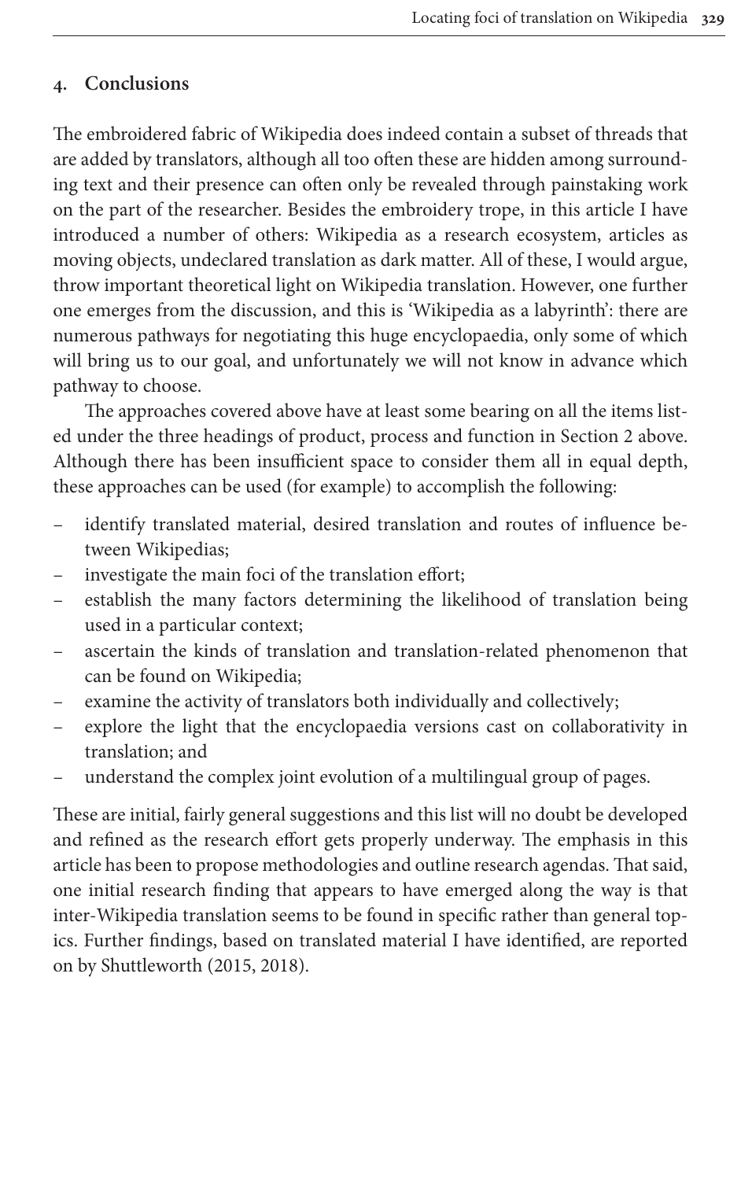## 4. Conclusions

The embroidered fabric of Wikipedia does indeed contain a subset of threads that are added by translators, although all too often these are hidden among surrounding text and their presence can often only be revealed through painstaking work on the part of the researcher. Besides the embroidery trope, in this article I have introduced a number of others: Wikipedia as a research ecosystem, articles as moving objects, undeclared translation as dark matter. All of these, I would argue, throw important theoretical light on Wikipedia translation. However, one further one emerges from the discussion, and this is 'Wikipedia as a labyrinth': there are numerous pathways for negotiating this huge encyclopaedia, only some of which will bring us to our goal, and unfortunately we will not know in advance which pathway to choose.

The approaches covered above have at least some bearing on all the items listed under the three headings of product, process and function in Section 2 above. Although there has been insufficient space to consider them all in equal depth, these approaches can be used (for example) to accomplish the following:

- identify translated material, desired translation and routes of influence between Wikipedias;
- investigate the main foci of the translation effort;
- establish the many factors determining the likelihood of translation being used in a particular context;
- ascertain the kinds of translation and translation-related phenomenon that can be found on Wikipedia;
- examine the activity of translators both individually and collectively;
- explore the light that the encyclopaedia versions cast on collaborativity in translation; and
- understand the complex joint evolution of a multilingual group of pages.

These are initial, fairly general suggestions and this list will no doubt be developed and refined as the research effort gets properly underway. The emphasis in this article has been to propose methodologies and outline research agendas. That said, one initial research finding that appears to have emerged along the way is that inter-Wikipedia translation seems to be found in specific rather than general topics. Further findings, based on translated material I have identified, are reported on by Shuttleworth (2015, 2018).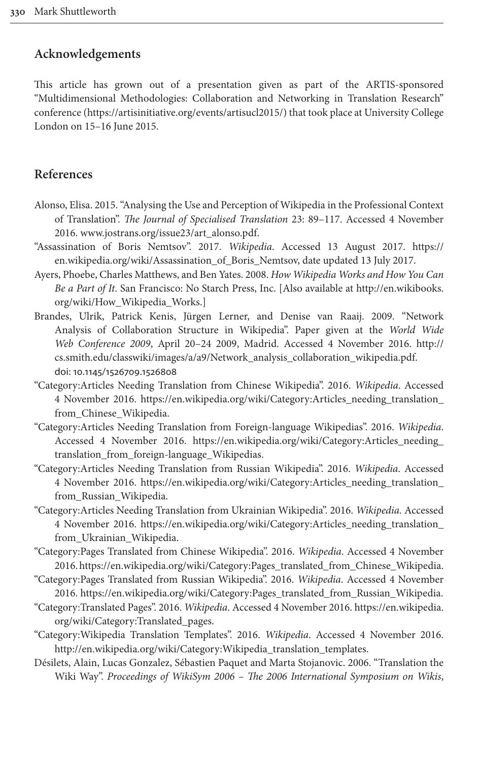## Acknowledgements

This article has grown out of a presentation given as part of the ARTIS-sponsored "Multidimensional Methodologies: Collaboration and Networking in Translation Research" conference (https://artisinitiative.org/events/artisucl2015/) that took place at University College London on 15–16 June 2015.

## References

Alonso, Elisa. 2015. "Analysing the Use and Perception of Wikipedia in the Professional Context of Translation". *The Journal of Specialised Translation* 23: 89–117. Accessed 4 November 2016. www.jostrans.org/issue23/art_alonso.pdf.

"Assassination of Boris Nemtsov". 2017. *Wikipedia*. Accessed 13 August 2017. https://en.wikipedia.org/wiki/Assassination_of_Boris_Nemtsov, date updated 13 July 2017.

Ayers, Phoebe, Charles Matthews, and Ben Yates. 2008. *How Wikipedia Works and How You Can Be a Part of It*. San Francisco: No Starch Press, Inc. [Also available at http://en.wikibooks.org/wiki/How_Wikipedia_Works.]

Brandes, Ulrik, Patrick Kenis, Jürgen Lerner, and Denise van Raaij. 2009. "Network Analysis of Collaboration Structure in Wikipedia". Paper given at the *World Wide Web Conference 2009*, April 20–24 2009, Madrid. Accessed 4 November 2016. http://cs.smith.edu/classwiki/images/a/a9/Network_analysis_collaboration_wikipedia.pdf. doi: 10.1145/1526709.1526808

"Category:Articles Needing Translation from Chinese Wikipedia". 2016. *Wikipedia*. Accessed 4 November 2016. https://en.wikipedia.org/wiki/Category:Articles_needing_translation_from_Chinese_Wikipedia.

"Category:Articles Needing Translation from Foreign-language Wikipedias". 2016. *Wikipedia*. Accessed 4 November 2016. https://en.wikipedia.org/wiki/Category:Articles_needing_translation_from_foreign-language_Wikipedias.

"Category:Articles Needing Translation from Russian Wikipedia". 2016. *Wikipedia*. Accessed 4 November 2016. https://en.wikipedia.org/wiki/Category:Articles_needing_translation_from_Russian_Wikipedia.

"Category:Articles Needing Translation from Ukrainian Wikipedia". 2016. *Wikipedia*. Accessed 4 November 2016. https://en.wikipedia.org/wiki/Category:Articles_needing_translation_from_Ukrainian_Wikipedia.

"Category:Pages Translated from Chinese Wikipedia". 2016. *Wikipedia*. Accessed 4 November 2016. https://en.wikipedia.org/wiki/Category:Pages_translated_from_Chinese_Wikipedia.

"Category:Pages Translated from Russian Wikipedia". 2016. *Wikipedia*. Accessed 4 November 2016. https://en.wikipedia.org/wiki/Category:Pages_translated_from_Russian_Wikipedia.

"Category:Translated Pages". 2016. *Wikipedia*. Accessed 4 November 2016. https://en.wikipedia.org/wiki/Category:Translated_pages.

"Category:Wikipedia Translation Templates". 2016. *Wikipedia*. Accessed 4 November 2016. http://en.wikipedia.org/wiki/Category:Wikipedia_translation_templates.

Désilets, Alain, Lucas Gonzalez, Sébastien Paquet and Marta Stojanovic. 2006. "Translation the Wiki Way". *Proceedings of WikiSym 2006 – The 2006 International Symposium on Wikis*,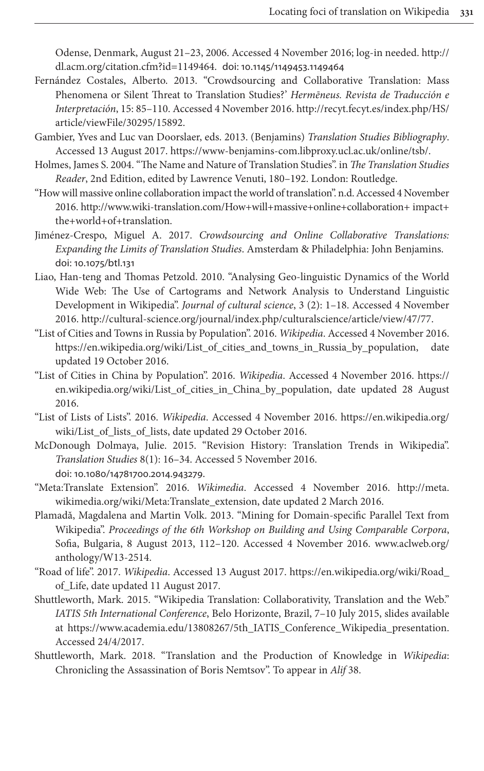Odense, Denmark, August 21–23, 2006. Accessed 4 November 2016; log-in needed. http://dl.acm.org/citation.cfm?id=1149464. doi: 10.1145/1149453.1149464

Fernández Costales, Alberto. 2013. "Crowdsourcing and Collaborative Translation: Mass Phenomena or Silent Threat to Translation Studies?' *Hermēneus. Revista de Traducción e Interpretación*, 15: 85–110. Accessed 4 November 2016. http://recyt.fecyt.es/index.php/HS/article/viewFile/30295/15892.

Gambier, Yves and Luc van Doorslaer, eds. 2013. (Benjamins) *Translation Studies Bibliography*. Accessed 13 August 2017. https://www-benjamins-com.libproxy.ucl.ac.uk/online/tsb/.

Holmes, James S. 2004. "The Name and Nature of Translation Studies". in *The Translation Studies Reader*, 2nd Edition, edited by Lawrence Venuti, 180–192. London: Routledge.

"How will massive online collaboration impact the world of translation". n.d. Accessed 4 November 2016. http://www.wiki-translation.com/How+will+massive+online+collaboration+ impact+the+world+of+translation.

Jiménez-Crespo, Miguel A. 2017. *Crowdsourcing and Online Collaborative Translations: Expanding the Limits of Translation Studies*. Amsterdam & Philadelphia: John Benjamins. doi: 10.1075/btl.131

Liao, Han-teng and Thomas Petzold. 2010. "Analysing Geo-linguistic Dynamics of the World Wide Web: The Use of Cartograms and Network Analysis to Understand Linguistic Development in Wikipedia". *Journal of cultural science*, 3 (2): 1–18. Accessed 4 November 2016. http://cultural-science.org/journal/index.php/culturalscience/article/view/47/77.

"List of Cities and Towns in Russia by Population". 2016. *Wikipedia*. Accessed 4 November 2016. https://en.wikipedia.org/wiki/List_of_cities_and_towns_in_Russia_by_population, date updated 19 October 2016.

"List of Cities in China by Population". 2016. *Wikipedia*. Accessed 4 November 2016. https://en.wikipedia.org/wiki/List_of_cities_in_China_by_population, date updated 28 August 2016.

"List of Lists of Lists". 2016. *Wikipedia*. Accessed 4 November 2016. https://en.wikipedia.org/wiki/List_of_lists_of_lists, date updated 29 October 2016.

McDonough Dolmaya, Julie. 2015. "Revision History: Translation Trends in Wikipedia". *Translation Studies* 8(1): 16–34. Accessed 5 November 2016. doi: 10.1080/14781700.2014.943279.

"Meta:Translate Extension". 2016. *Wikimedia*. Accessed 4 November 2016. http://meta.wikimedia.org/wiki/Meta:Translate_extension, date updated 2 March 2016.

Plamadă, Magdalena and Martin Volk. 2013. "Mining for Domain-specific Parallel Text from Wikipedia". *Proceedings of the 6th Workshop on Building and Using Comparable Corpora*, Sofia, Bulgaria, 8 August 2013, 112–120. Accessed 4 November 2016. www.aclweb.org/anthology/W13-2514.

"Road of life". 2017. *Wikipedia*. Accessed 13 August 2017. https://en.wikipedia.org/wiki/Road_of_Life, date updated 11 August 2017.

Shuttleworth, Mark. 2015. "Wikipedia Translation: Collaborativity, Translation and the Web." *IATIS 5th International Conference*, Belo Horizonte, Brazil, 7–10 July 2015, slides available at https://www.academia.edu/13808267/5th_IATIS_Conference_Wikipedia_presentation. Accessed 24/4/2017.

Shuttleworth, Mark. 2018. "Translation and the Production of Knowledge in *Wikipedia*: Chronicling the Assassination of Boris Nemtsov". To appear in *Alif* 38.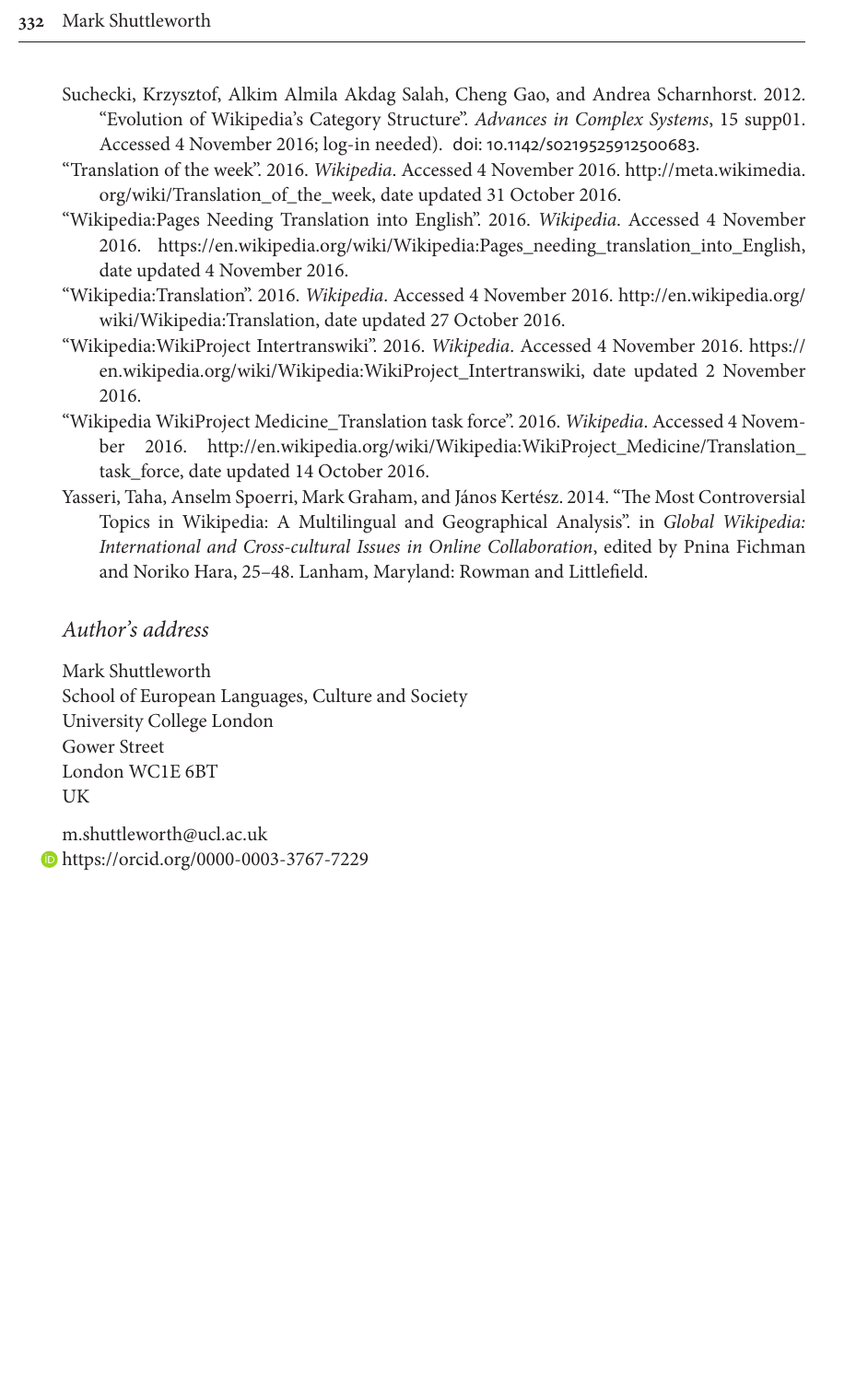Suchecki, Krzysztof, Alkim Almila Akdag Salah, Cheng Gao, and Andrea Scharnhorst. 2012. "Evolution of Wikipedia's Category Structure". *Advances in Complex Systems*, 15 supp01. Accessed 4 November 2016; log-in needed). doi: 10.1142/s0219525912500683.

"Translation of the week". 2016. *Wikipedia*. Accessed 4 November 2016. http://meta.wikimedia.org/wiki/Translation_of_the_week, date updated 31 October 2016.

"Wikipedia:Pages Needing Translation into English". 2016. *Wikipedia*. Accessed 4 November 2016. https://en.wikipedia.org/wiki/Wikipedia:Pages_needing_translation_into_English, date updated 4 November 2016.

"Wikipedia:Translation". 2016. *Wikipedia*. Accessed 4 November 2016. http://en.wikipedia.org/wiki/Wikipedia:Translation, date updated 27 October 2016.

"Wikipedia:WikiProject Intertranswiki". 2016. *Wikipedia*. Accessed 4 November 2016. https://en.wikipedia.org/wiki/Wikipedia:WikiProject_Intertranswiki, date updated 2 November 2016.

"Wikipedia WikiProject Medicine_Translation task force". 2016. *Wikipedia*. Accessed 4 November 2016. http://en.wikipedia.org/wiki/Wikipedia:WikiProject_Medicine/Translation_task_force, date updated 14 October 2016.

Yasseri, Taha, Anselm Spoerri, Mark Graham, and János Kertész. 2014. "The Most Controversial Topics in Wikipedia: A Multilingual and Geographical Analysis". in *Global Wikipedia: International and Cross-cultural Issues in Online Collaboration*, edited by Pnina Fichman and Noriko Hara, 25–48. Lanham, Maryland: Rowman and Littlefield.

## *Author's address*

Mark Shuttleworth
School of European Languages, Culture and Society
University College London
Gower Street
London WC1E 6BT
UK

m.shuttleworth@ucl.ac.uk
https://orcid.org/0000-0003-3767-7229